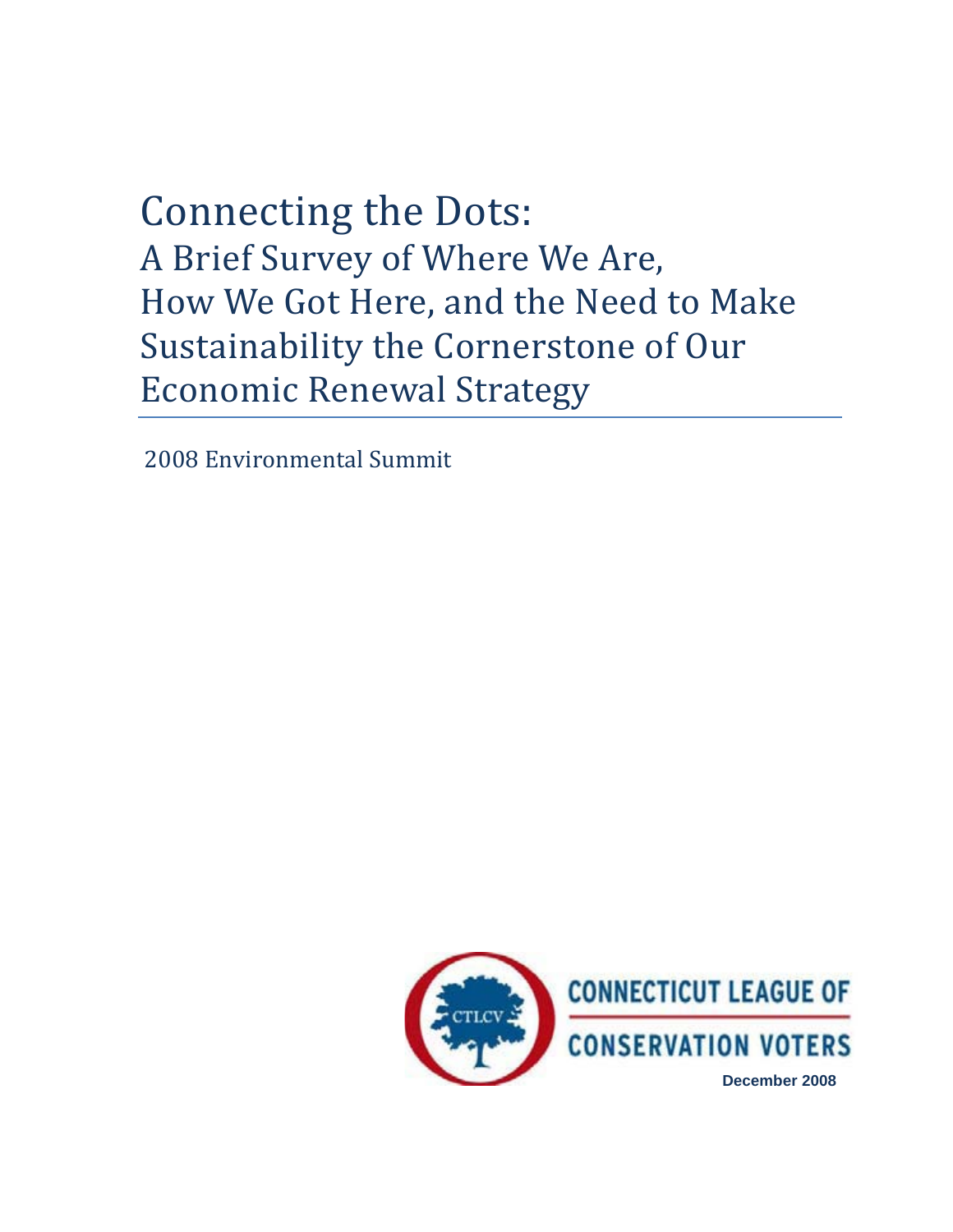# Connecting the Dots:

## A Brief Survey of Where We Are, How We Got Here, and the Need to Make Sustainability the Cornerstone of Our Economic Renewal Strategy

2008 Environmental Summit

CTLCV

CONNECTICUT LEAGUE OF CONSERVATION VOTERS

December 2008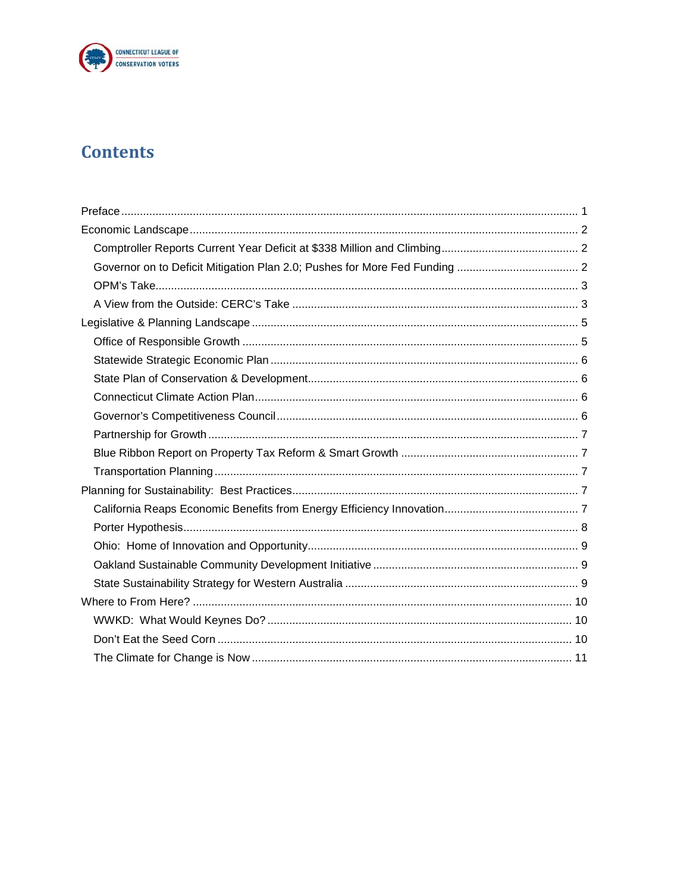# Contents

Preface ........ 1
Economic Landscape ........ 2
- Comptroller Reports Current Year Deficit at $338 Million and Climbing ........ 2
- Governor on to Deficit Mitigation Plan 2.0; Pushes for More Fed Funding ........ 2
- OPM's Take ........ 3
- A View from the Outside: CERC's Take ........ 3

Legislative & Planning Landscape ........ 5
- Office of Responsible Growth ........ 5
- Statewide Strategic Economic Plan ........ 6
- State Plan of Conservation & Development ........ 6
- Connecticut Climate Action Plan ........ 6
- Governor's Competitiveness Council ........ 6
- Partnership for Growth ........ 7
- Blue Ribbon Report on Property Tax Reform & Smart Growth ........ 7
- Transportation Planning ........ 7

Planning for Sustainability: Best Practices ........ 7
- California Reaps Economic Benefits from Energy Efficiency Innovation ........ 7
- Porter Hypothesis ........ 8
- Ohio: Home of Innovation and Opportunity ........ 9
- Oakland Sustainable Community Development Initiative ........ 9
- State Sustainability Strategy for Western Australia ........ 9

Where to From Here? ........ 10
- WWKD: What Would Keynes Do? ........ 10
- Don't Eat the Seed Corn ........ 10
- The Climate for Change is Now ........ 11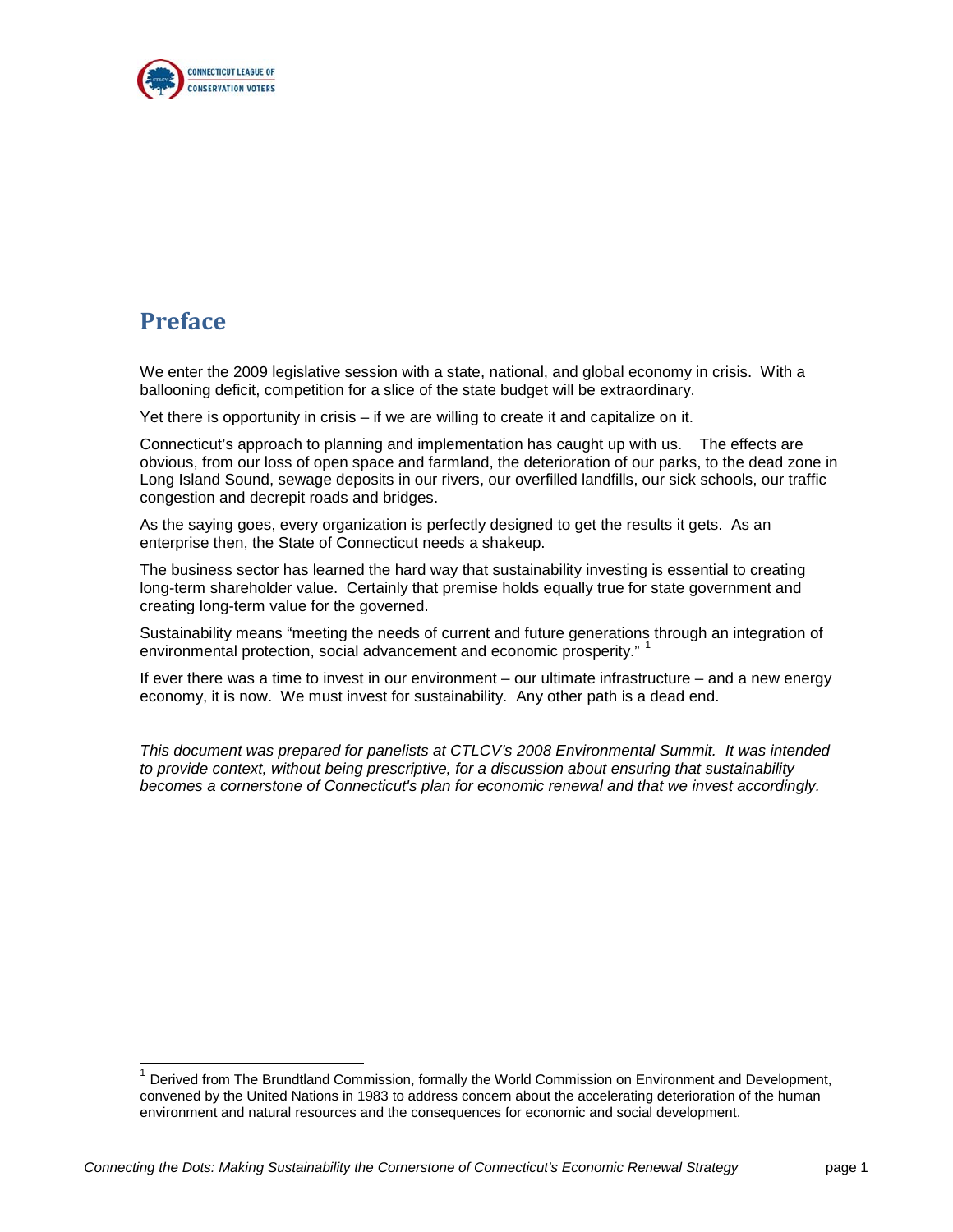# Preface

We enter the 2009 legislative session with a state, national, and global economy in crisis. With a ballooning deficit, competition for a slice of the state budget will be extraordinary.

Yet there is opportunity in crisis – if we are willing to create it and capitalize on it.

Connecticut's approach to planning and implementation has caught up with us. The effects are obvious, from our loss of open space and farmland, the deterioration of our parks, to the dead zone in Long Island Sound, sewage deposits in our rivers, our overfilled landfills, our sick schools, our traffic congestion and decrepit roads and bridges.

As the saying goes, every organization is perfectly designed to get the results it gets. As an enterprise then, the State of Connecticut needs a shakeup.

The business sector has learned the hard way that sustainability investing is essential to creating long-term shareholder value. Certainly that premise holds equally true for state government and creating long-term value for the governed.

Sustainability means "meeting the needs of current and future generations through an integration of environmental protection, social advancement and economic prosperity." [1]

If ever there was a time to invest in our environment – our ultimate infrastructure – and a new energy economy, it is now. We must invest for sustainability. Any other path is a dead end.

*This document was prepared for panelists at CTLCV's 2008 Environmental Summit. It was intended to provide context, without being prescriptive, for a discussion about ensuring that sustainability becomes a cornerstone of Connecticut's plan for economic renewal and that we invest accordingly.*

---

[1] Derived from The Brundtland Commission, formally the World Commission on Environment and Development, convened by the United Nations in 1983 to address concern about the accelerating deterioration of the human environment and natural resources and the consequences for economic and social development.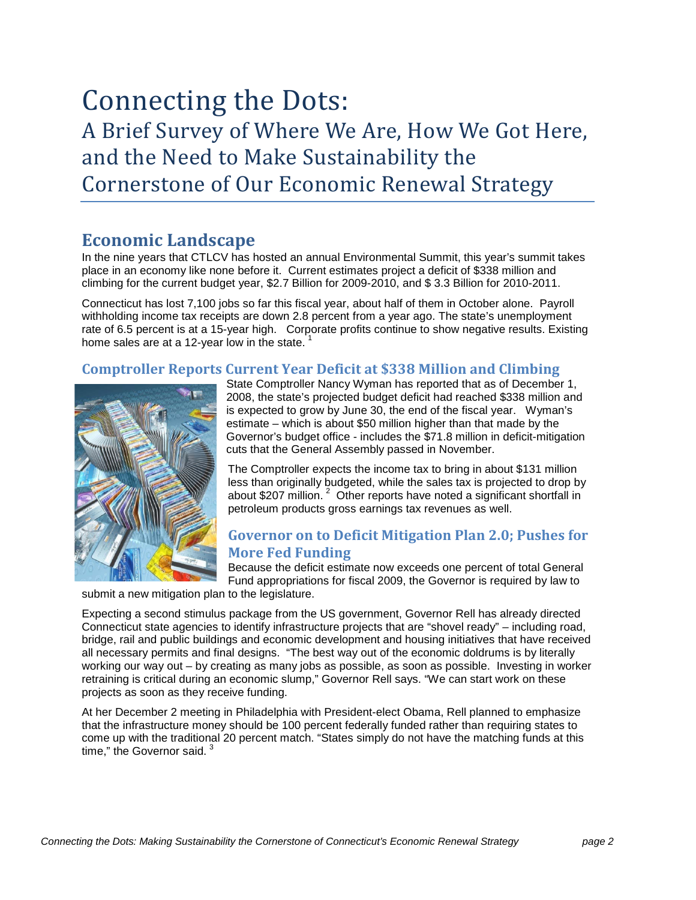# Connecting the Dots:

A Brief Survey of Where We Are, How We Got Here, and the Need to Make Sustainability the Cornerstone of Our Economic Renewal Strategy

## Economic Landscape

In the nine years that CTLCV has hosted an annual Environmental Summit, this year's summit takes place in an economy like none before it. Current estimates project a deficit of $338 million and climbing for the current budget year, $2.7 Billion for 2009-2010, and $ 3.3 Billion for 2010-2011.

Connecticut has lost 7,100 jobs so far this fiscal year, about half of them in October alone. Payroll withholding income tax receipts are down 2.8 percent from a year ago. The state's unemployment rate of 6.5 percent is at a 15-year high. Corporate profits continue to show negative results. Existing home sales are at a 12-year low in the state. [1]

### Comptroller Reports Current Year Deficit at $338 Million and Climbing

State Comptroller Nancy Wyman has reported that as of December 1, 2008, the state's projected budget deficit had reached $338 million and is expected to grow by June 30, the end of the fiscal year. Wyman's estimate – which is about $50 million higher than that made by the Governor's budget office - includes the $71.8 million in deficit-mitigation cuts that the General Assembly passed in November.

The Comptroller expects the income tax to bring in about $131 million less than originally budgeted, while the sales tax is projected to drop by about $207 million. [2] Other reports have noted a significant shortfall in petroleum products gross earnings tax revenues as well.

### Governor on to Deficit Mitigation Plan 2.0; Pushes for More Fed Funding

Because the deficit estimate now exceeds one percent of total General Fund appropriations for fiscal 2009, the Governor is required by law to submit a new mitigation plan to the legislature.

Expecting a second stimulus package from the US government, Governor Rell has already directed Connecticut state agencies to identify infrastructure projects that are "shovel ready" – including road, bridge, rail and public buildings and economic development and housing initiatives that have received all necessary permits and final designs. "The best way out of the economic doldrums is by literally working our way out – by creating as many jobs as possible, as soon as possible. Investing in worker retraining is critical during an economic slump," Governor Rell says. "We can start work on these projects as soon as they receive funding.

At her December 2 meeting in Philadelphia with President-elect Obama, Rell planned to emphasize that the infrastructure money should be 100 percent federally funded rather than requiring states to come up with the traditional 20 percent match. "States simply do not have the matching funds at this time," the Governor said. [3]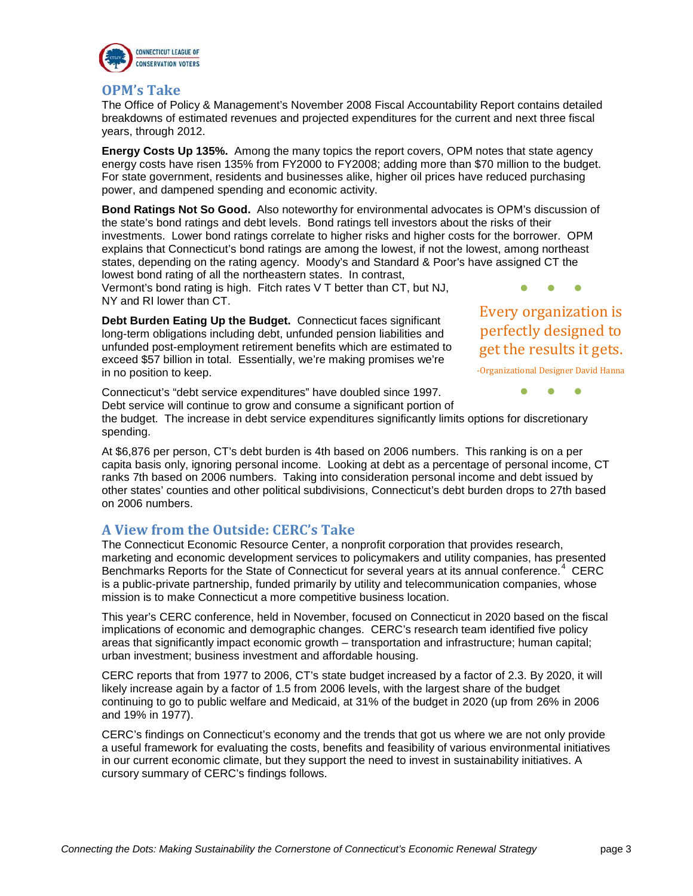## OPM's Take

The Office of Policy & Management's November 2008 Fiscal Accountability Report contains detailed breakdowns of estimated revenues and projected expenditures for the current and next three fiscal years, through 2012.

**Energy Costs Up 135%.** Among the many topics the report covers, OPM notes that state agency energy costs have risen 135% from FY2000 to FY2008; adding more than $70 million to the budget. For state government, residents and businesses alike, higher oil prices have reduced purchasing power, and dampened spending and economic activity.

**Bond Ratings Not So Good.** Also noteworthy for environmental advocates is OPM's discussion of the state's bond ratings and debt levels. Bond ratings tell investors about the risks of their investments. Lower bond ratings correlate to higher risks and higher costs for the borrower. OPM explains that Connecticut's bond ratings are among the lowest, if not the lowest, among northeast states, depending on the rating agency. Moody's and Standard & Poor's have assigned CT the lowest bond rating of all the northeastern states. In contrast, Vermont's bond rating is high. Fitch rates V T better than CT, but NJ, NY and RI lower than CT.

**Debt Burden Eating Up the Budget.** Connecticut faces significant long-term obligations including debt, unfunded pension liabilities and unfunded post-employment retirement benefits which are estimated to exceed $57 billion in total. Essentially, we're making promises we're in no position to keep.

> Every organization is perfectly designed to get the results it gets.
>
> -Organizational Designer David Hanna

Connecticut's "debt service expenditures" have doubled since 1997. Debt service will continue to grow and consume a significant portion of the budget. The increase in debt service expenditures significantly limits options for discretionary spending.

At $6,876 per person, CT's debt burden is 4th based on 2006 numbers. This ranking is on a per capita basis only, ignoring personal income. Looking at debt as a percentage of personal income, CT ranks 7th based on 2006 numbers. Taking into consideration personal income and debt issued by other states' counties and other political subdivisions, Connecticut's debt burden drops to 27th based on 2006 numbers.

## A View from the Outside: CERC's Take

The Connecticut Economic Resource Center, a nonprofit corporation that provides research, marketing and economic development services to policymakers and utility companies, has presented Benchmarks Reports for the State of Connecticut for several years at its annual conference.[4] CERC is a public-private partnership, funded primarily by utility and telecommunication companies, whose mission is to make Connecticut a more competitive business location.

This year's CERC conference, held in November, focused on Connecticut in 2020 based on the fiscal implications of economic and demographic changes. CERC's research team identified five policy areas that significantly impact economic growth – transportation and infrastructure; human capital; urban investment; business investment and affordable housing.

CERC reports that from 1977 to 2006, CT's state budget increased by a factor of 2.3. By 2020, it will likely increase again by a factor of 1.5 from 2006 levels, with the largest share of the budget continuing to go to public welfare and Medicaid, at 31% of the budget in 2020 (up from 26% in 2006 and 19% in 1977).

CERC's findings on Connecticut's economy and the trends that got us where we are not only provide a useful framework for evaluating the costs, benefits and feasibility of various environmental initiatives in our current economic climate, but they support the need to invest in sustainability initiatives. A cursory summary of CERC's findings follows.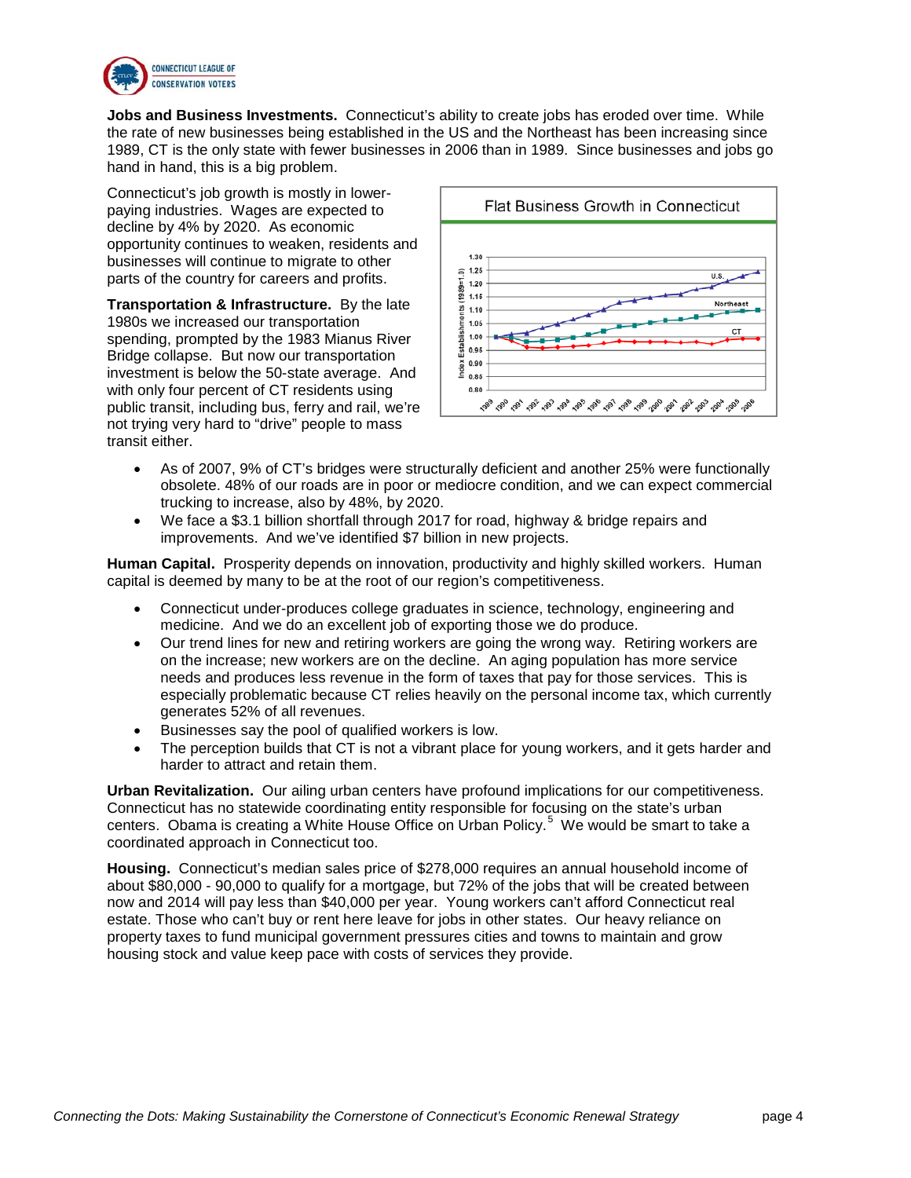**Jobs and Business Investments.** Connecticut's ability to create jobs has eroded over time. While the rate of new businesses being established in the US and the Northeast has been increasing since 1989, CT is the only state with fewer businesses in 2006 than in 1989. Since businesses and jobs go hand in hand, this is a big problem.

Connecticut's job growth is mostly in lower-paying industries. Wages are expected to decline by 4% by 2020. As economic opportunity continues to weaken, residents and businesses will continue to migrate to other parts of the country for careers and profits.

**Transportation & Infrastructure.** By the late 1980s we increased our transportation spending, prompted by the 1983 Mianus River Bridge collapse. But now our transportation investment is below the 50-state average. And with only four percent of CT residents using public transit, including bus, ferry and rail, we're not trying very hard to "drive" people to mass transit either.

Flat Business Growth in Connecticut

- As of 2007, 9% of CT's bridges were structurally deficient and another 25% were functionally obsolete. 48% of our roads are in poor or mediocre condition, and we can expect commercial trucking to increase, also by 48%, by 2020.
- We face a $3.1 billion shortfall through 2017 for road, highway & bridge repairs and improvements. And we've identified $7 billion in new projects.

**Human Capital.** Prosperity depends on innovation, productivity and highly skilled workers. Human capital is deemed by many to be at the root of our region's competitiveness.

- Connecticut under-produces college graduates in science, technology, engineering and medicine. And we do an excellent job of exporting those we do produce.
- Our trend lines for new and retiring workers are going the wrong way. Retiring workers are on the increase; new workers are on the decline. An aging population has more service needs and produces less revenue in the form of taxes that pay for those services. This is especially problematic because CT relies heavily on the personal income tax, which currently generates 52% of all revenues.
- Businesses say the pool of qualified workers is low.
- The perception builds that CT is not a vibrant place for young workers, and it gets harder and harder to attract and retain them.

**Urban Revitalization.** Our ailing urban centers have profound implications for our competitiveness. Connecticut has no statewide coordinating entity responsible for focusing on the state's urban centers. Obama is creating a White House Office on Urban Policy.[5] We would be smart to take a coordinated approach in Connecticut too.

**Housing.** Connecticut's median sales price of $278,000 requires an annual household income of about $80,000 - 90,000 to qualify for a mortgage, but 72% of the jobs that will be created between now and 2014 will pay less than $40,000 per year. Young workers can't afford Connecticut real estate. Those who can't buy or rent here leave for jobs in other states. Our heavy reliance on property taxes to fund municipal government pressures cities and towns to maintain and grow housing stock and value keep pace with costs of services they provide.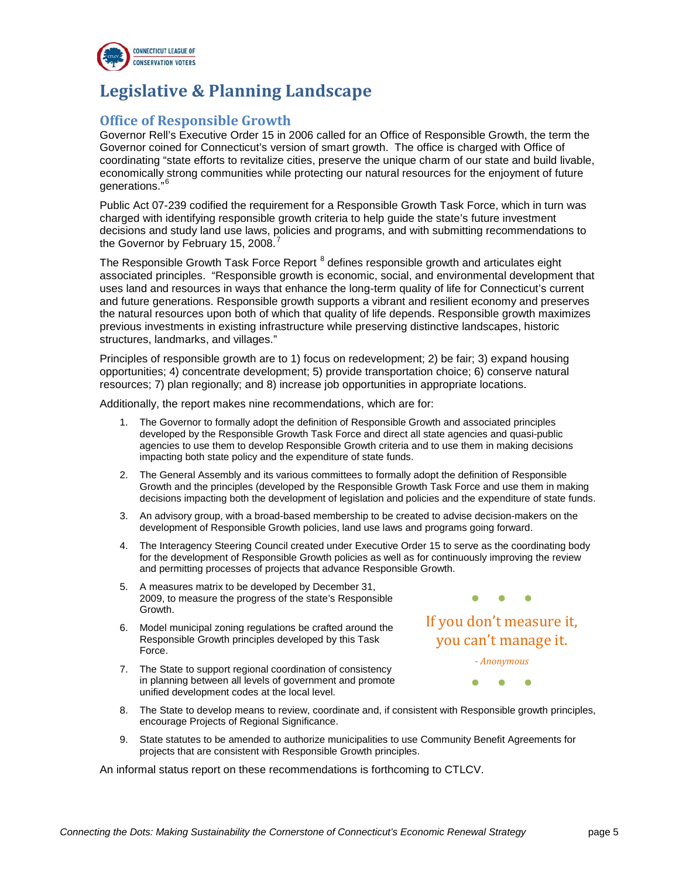# Legislative & Planning Landscape

## Office of Responsible Growth

Governor Rell's Executive Order 15 in 2006 called for an Office of Responsible Growth, the term the Governor coined for Connecticut's version of smart growth. The office is charged with Office of coordinating "state efforts to revitalize cities, preserve the unique charm of our state and build livable, economically strong communities while protecting our natural resources for the enjoyment of future generations."[6]

Public Act 07-239 codified the requirement for a Responsible Growth Task Force, which in turn was charged with identifying responsible growth criteria to help guide the state's future investment decisions and study land use laws, policies and programs, and with submitting recommendations to the Governor by February 15, 2008.[7]

The Responsible Growth Task Force Report [8] defines responsible growth and articulates eight associated principles. "Responsible growth is economic, social, and environmental development that uses land and resources in ways that enhance the long-term quality of life for Connecticut's current and future generations. Responsible growth supports a vibrant and resilient economy and preserves the natural resources upon both of which that quality of life depends. Responsible growth maximizes previous investments in existing infrastructure while preserving distinctive landscapes, historic structures, landmarks, and villages."

Principles of responsible growth are to 1) focus on redevelopment; 2) be fair; 3) expand housing opportunities; 4) concentrate development; 5) provide transportation choice; 6) conserve natural resources; 7) plan regionally; and 8) increase job opportunities in appropriate locations.

Additionally, the report makes nine recommendations, which are for:

1. The Governor to formally adopt the definition of Responsible Growth and associated principles developed by the Responsible Growth Task Force and direct all state agencies and quasi-public agencies to use them to develop Responsible Growth criteria and to use them in making decisions impacting both state policy and the expenditure of state funds.
2. The General Assembly and its various committees to formally adopt the definition of Responsible Growth and the principles (developed by the Responsible Growth Task Force and use them in making decisions impacting both the development of legislation and policies and the expenditure of state funds.
3. An advisory group, with a broad-based membership to be created to advise decision-makers on the development of Responsible Growth policies, land use laws and programs going forward.
4. The Interagency Steering Council created under Executive Order 15 to serve as the coordinating body for the development of Responsible Growth policies as well as for continuously improving the review and permitting processes of projects that advance Responsible Growth.
5. A measures matrix to be developed by December 31, 2009, to measure the progress of the state's Responsible Growth.
6. Model municipal zoning regulations be crafted around the Responsible Growth principles developed by this Task Force.
7. The State to support regional coordination of consistency in planning between all levels of government and promote unified development codes at the local level.
8. The State to develop means to review, coordinate and, if consistent with Responsible growth principles, encourage Projects of Regional Significance.
9. State statutes to be amended to authorize municipalities to use Community Benefit Agreements for projects that are consistent with Responsible Growth principles.

> If you don't measure it, you can't manage it.
>
> *- Anonymous*

An informal status report on these recommendations is forthcoming to CTLCV.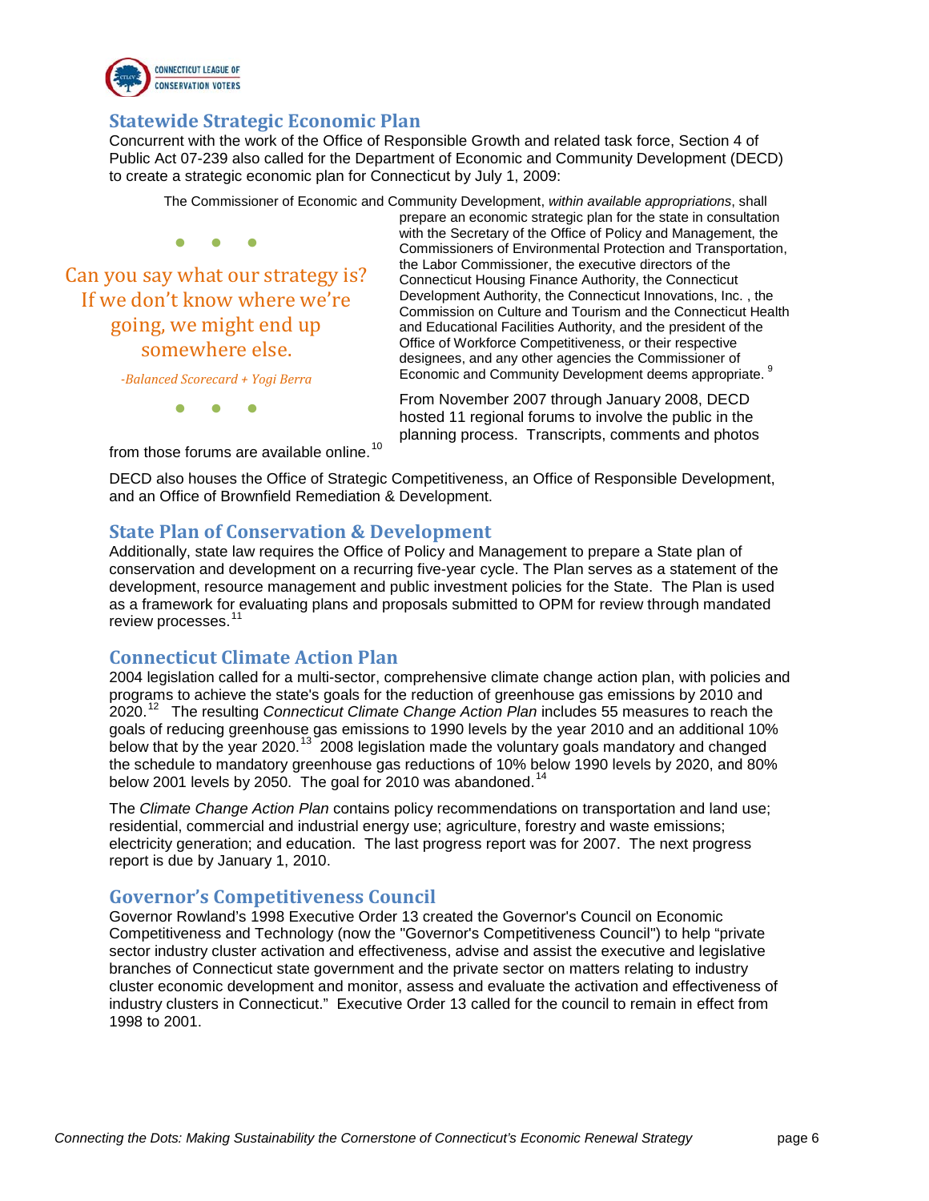## Statewide Strategic Economic Plan

Concurrent with the work of the Office of Responsible Growth and related task force, Section 4 of Public Act 07-239 also called for the Department of Economic and Community Development (DECD) to create a strategic economic plan for Connecticut by July 1, 2009:

> The Commissioner of Economic and Community Development, *within available appropriations*, shall prepare an economic strategic plan for the state in consultation with the Secretary of the Office of Policy and Management, the Commissioners of Environmental Protection and Transportation, the Labor Commissioner, the executive directors of the Connecticut Housing Finance Authority, the Connecticut Development Authority, the Connecticut Innovations, Inc. , the Commission on Culture and Tourism and the Connecticut Health and Educational Facilities Authority, and the president of the Office of Workforce Competitiveness, or their respective designees, and any other agencies the Commissioner of Economic and Community Development deems appropriate.[9]

From November 2007 through January 2008, DECD hosted 11 regional forums to involve the public in the planning process. Transcripts, comments and photos from those forums are available online.[10]

> Can you say what our strategy is? If we don't know where we're going, we might end up somewhere else.
>
> *-Balanced Scorecard + Yogi Berra*

DECD also houses the Office of Strategic Competitiveness, an Office of Responsible Development, and an Office of Brownfield Remediation & Development.

## State Plan of Conservation & Development

Additionally, state law requires the Office of Policy and Management to prepare a State plan of conservation and development on a recurring five-year cycle. The Plan serves as a statement of the development, resource management and public investment policies for the State. The Plan is used as a framework for evaluating plans and proposals submitted to OPM for review through mandated review processes.[11]

## Connecticut Climate Action Plan

2004 legislation called for a multi-sector, comprehensive climate change action plan, with policies and programs to achieve the state's goals for the reduction of greenhouse gas emissions by 2010 and 2020.[12] The resulting *Connecticut Climate Change Action Plan* includes 55 measures to reach the goals of reducing greenhouse gas emissions to 1990 levels by the year 2010 and an additional 10% below that by the year 2020.[13] 2008 legislation made the voluntary goals mandatory and changed the schedule to mandatory greenhouse gas reductions of 10% below 1990 levels by 2020, and 80% below 2001 levels by 2050. The goal for 2010 was abandoned.[14]

The *Climate Change Action Plan* contains policy recommendations on transportation and land use; residential, commercial and industrial energy use; agriculture, forestry and waste emissions; electricity generation; and education. The last progress report was for 2007. The next progress report is due by January 1, 2010.

## Governor's Competitiveness Council

Governor Rowland's 1998 Executive Order 13 created the Governor's Council on Economic Competitiveness and Technology (now the "Governor's Competitiveness Council") to help "private sector industry cluster activation and effectiveness, advise and assist the executive and legislative branches of Connecticut state government and the private sector on matters relating to industry cluster economic development and monitor, assess and evaluate the activation and effectiveness of industry clusters in Connecticut." Executive Order 13 called for the council to remain in effect from 1998 to 2001.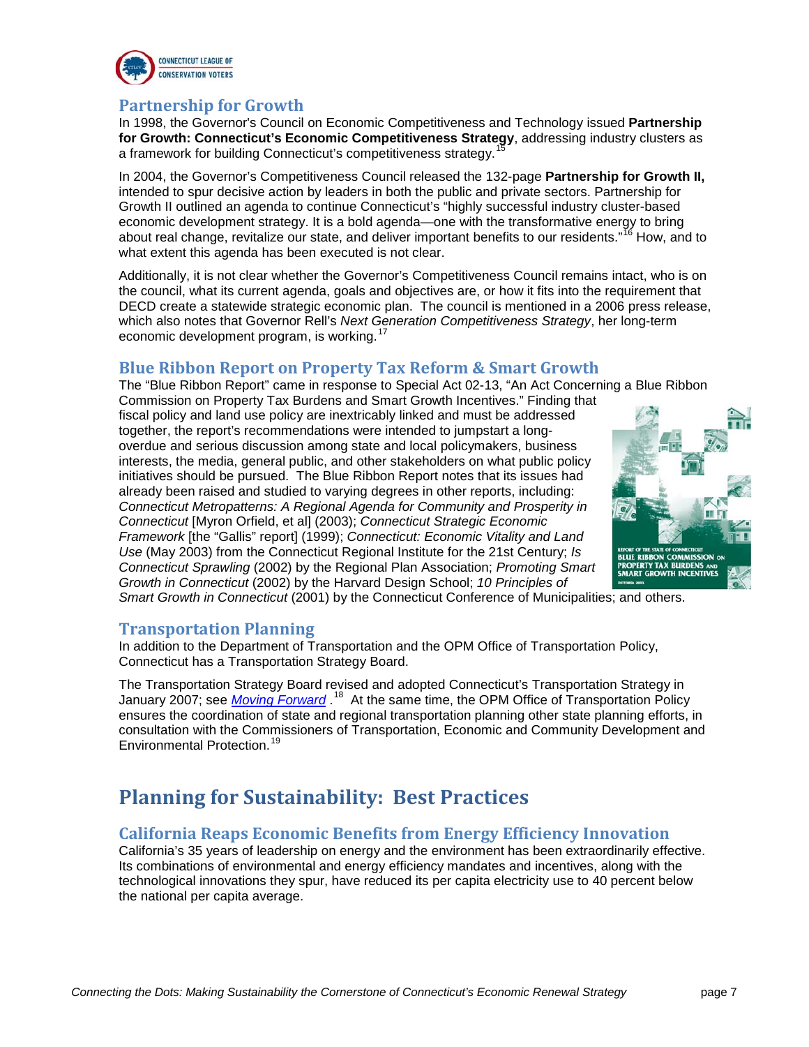## Partnership for Growth

In 1998, the Governor's Council on Economic Competitiveness and Technology issued **Partnership for Growth: Connecticut's Economic Competitiveness Strategy**, addressing industry clusters as a framework for building Connecticut's competitiveness strategy.[15]

In 2004, the Governor's Competitiveness Council released the 132-page **Partnership for Growth II,** intended to spur decisive action by leaders in both the public and private sectors. Partnership for Growth II outlined an agenda to continue Connecticut's "highly successful industry cluster-based economic development strategy. It is a bold agenda—one with the transformative energy to bring about real change, revitalize our state, and deliver important benefits to our residents."[16] How, and to what extent this agenda has been executed is not clear.

Additionally, it is not clear whether the Governor's Competitiveness Council remains intact, who is on the council, what its current agenda, goals and objectives are, or how it fits into the requirement that DECD create a statewide strategic economic plan. The council is mentioned in a 2006 press release, which also notes that Governor Rell's *Next Generation Competitiveness Strategy*, her long-term economic development program, is working.[17]

## Blue Ribbon Report on Property Tax Reform & Smart Growth

The "Blue Ribbon Report" came in response to Special Act 02-13, "An Act Concerning a Blue Ribbon Commission on Property Tax Burdens and Smart Growth Incentives." Finding that fiscal policy and land use policy are inextricably linked and must be addressed together, the report's recommendations were intended to jumpstart a long-overdue and serious discussion among state and local policymakers, business interests, the media, general public, and other stakeholders on what public policy initiatives should be pursued. The Blue Ribbon Report notes that its issues had already been raised and studied to varying degrees in other reports, including: *Connecticut Metropatterns: A Regional Agenda for Community and Prosperity in Connecticut* [Myron Orfield, et al] (2003); *Connecticut Strategic Economic Framework* [the "Gallis" report] (1999); *Connecticut: Economic Vitality and Land Use* (May 2003) from the Connecticut Regional Institute for the 21st Century; *Is Connecticut Sprawling* (2002) by the Regional Plan Association; *Promoting Smart Growth in Connecticut* (2002) by the Harvard Design School; *10 Principles of Smart Growth in Connecticut* (2001) by the Connecticut Conference of Municipalities; and others.

## Transportation Planning

In addition to the Department of Transportation and the OPM Office of Transportation Policy, Connecticut has a Transportation Strategy Board.

The Transportation Strategy Board revised and adopted Connecticut's Transportation Strategy in January 2007; see *Moving Forward* .[18] At the same time, the OPM Office of Transportation Policy ensures the coordination of state and regional transportation planning other state planning efforts, in consultation with the Commissioners of Transportation, Economic and Community Development and Environmental Protection.[19]

# Planning for Sustainability: Best Practices

## California Reaps Economic Benefits from Energy Efficiency Innovation

California's 35 years of leadership on energy and the environment has been extraordinarily effective. Its combinations of environmental and energy efficiency mandates and incentives, along with the technological innovations they spur, have reduced its per capita electricity use to 40 percent below the national per capita average.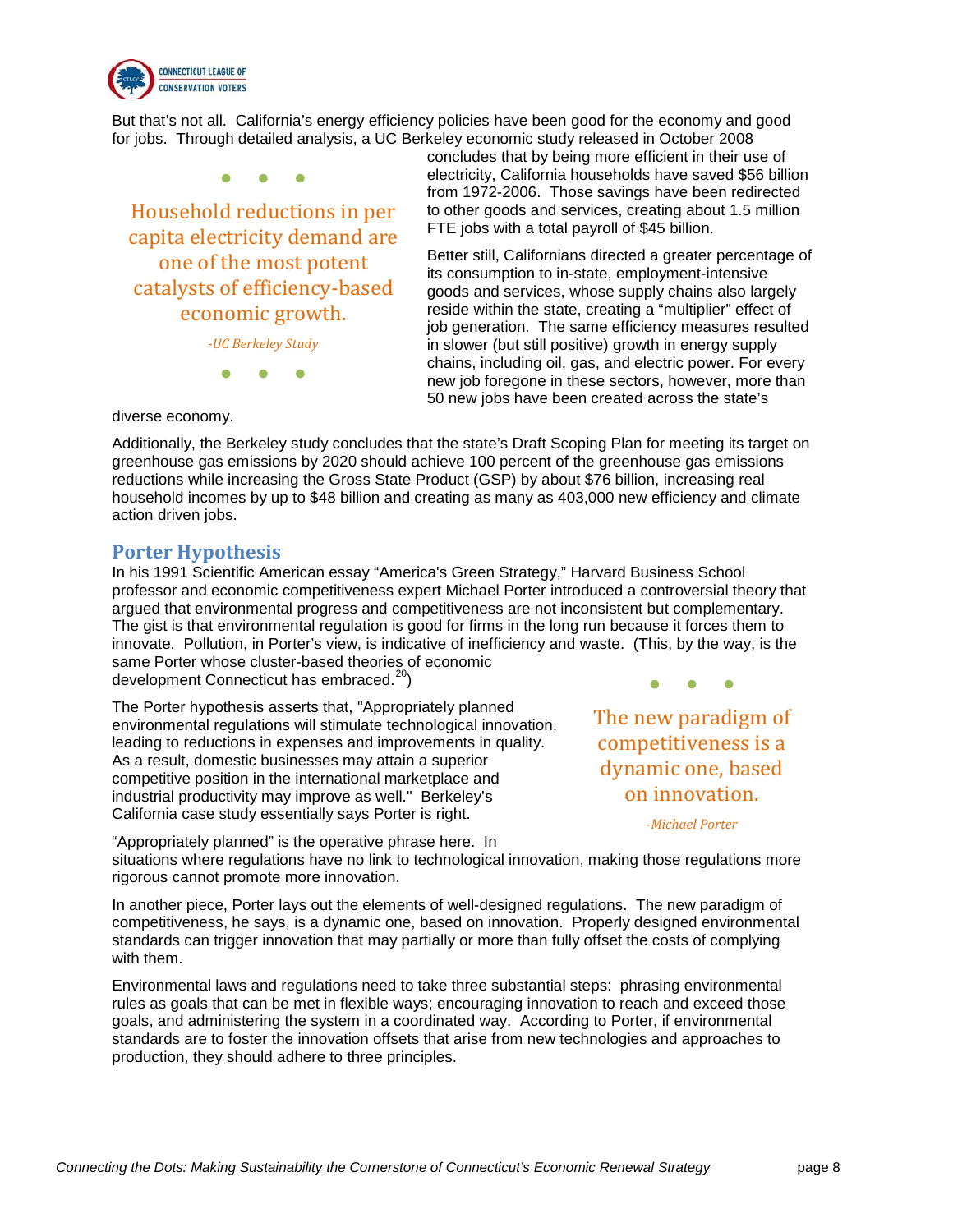But that's not all. California's energy efficiency policies have been good for the economy and good for jobs. Through detailed analysis, a UC Berkeley economic study released in October 2008 concludes that by being more efficient in their use of electricity, California households have saved $56 billion from 1972-2006. Those savings have been redirected to other goods and services, creating about 1.5 million FTE jobs with a total payroll of $45 billion.

> Household reductions in per capita electricity demand are one of the most potent catalysts of efficiency-based economic growth.
>
> *-UC Berkeley Study*

Better still, Californians directed a greater percentage of its consumption to in-state, employment-intensive goods and services, whose supply chains also largely reside within the state, creating a "multiplier" effect of job generation. The same efficiency measures resulted in slower (but still positive) growth in energy supply chains, including oil, gas, and electric power. For every new job foregone in these sectors, however, more than 50 new jobs have been created across the state's diverse economy.

Additionally, the Berkeley study concludes that the state's Draft Scoping Plan for meeting its target on greenhouse gas emissions by 2020 should achieve 100 percent of the greenhouse gas emissions reductions while increasing the Gross State Product (GSP) by about $76 billion, increasing real household incomes by up to $48 billion and creating as many as 403,000 new efficiency and climate action driven jobs.

## Porter Hypothesis

In his 1991 Scientific American essay "America's Green Strategy," Harvard Business School professor and economic competitiveness expert Michael Porter introduced a controversial theory that argued that environmental progress and competitiveness are not inconsistent but complementary. The gist is that environmental regulation is good for firms in the long run because it forces them to innovate. Pollution, in Porter's view, is indicative of inefficiency and waste. (This, by the way, is the same Porter whose cluster-based theories of economic development Connecticut has embraced.[20])

The Porter hypothesis asserts that, "Appropriately planned environmental regulations will stimulate technological innovation, leading to reductions in expenses and improvements in quality. As a result, domestic businesses may attain a superior competitive position in the international marketplace and industrial productivity may improve as well." Berkeley's California case study essentially says Porter is right.

> The new paradigm of competitiveness is a dynamic one, based on innovation.
>
> *-Michael Porter*

"Appropriately planned" is the operative phrase here. In situations where regulations have no link to technological innovation, making those regulations more rigorous cannot promote more innovation.

In another piece, Porter lays out the elements of well-designed regulations. The new paradigm of competitiveness, he says, is a dynamic one, based on innovation. Properly designed environmental standards can trigger innovation that may partially or more than fully offset the costs of complying with them.

Environmental laws and regulations need to take three substantial steps: phrasing environmental rules as goals that can be met in flexible ways; encouraging innovation to reach and exceed those goals, and administering the system in a coordinated way. According to Porter, if environmental standards are to foster the innovation offsets that arise from new technologies and approaches to production, they should adhere to three principles.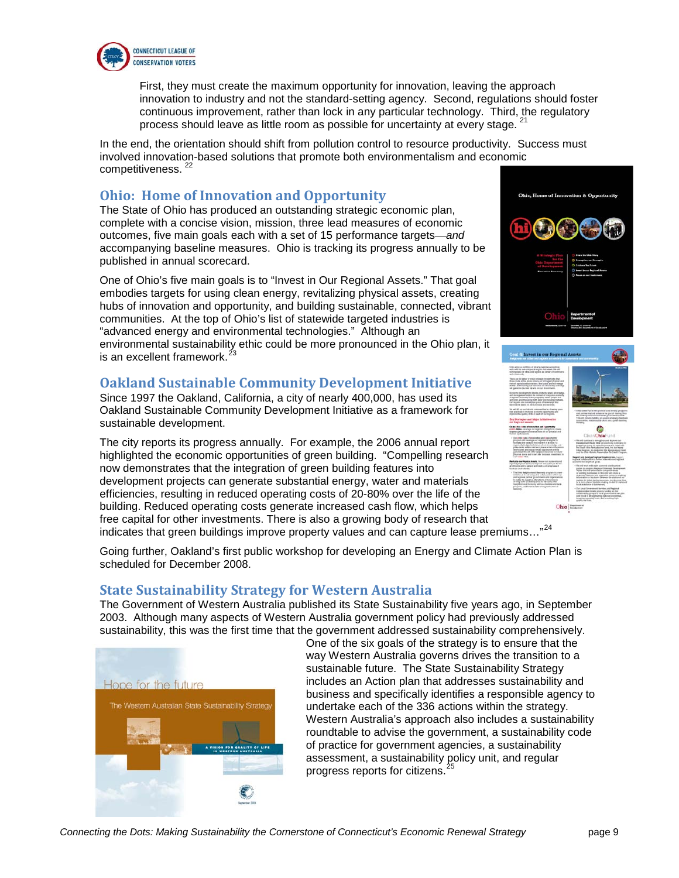First, they must create the maximum opportunity for innovation, leaving the approach innovation to industry and not the standard-setting agency. Second, regulations should foster continuous improvement, rather than lock in any particular technology. Third, the regulatory process should leave as little room as possible for uncertainty at every stage. [21]

In the end, the orientation should shift from pollution control to resource productivity. Success must involved innovation-based solutions that promote both environmentalism and economic competitiveness. [22]

## Ohio: Home of Innovation and Opportunity

The State of Ohio has produced an outstanding strategic economic plan, complete with a concise vision, mission, three lead measures of economic outcomes, five main goals each with a set of 15 performance targets—*and* accompanying baseline measures. Ohio is tracking its progress annually to be published in annual scorecard.

One of Ohio's five main goals is to "Invest in Our Regional Assets." That goal embodies targets for using clean energy, revitalizing physical assets, creating hubs of innovation and opportunity, and building sustainable, connected, vibrant communities. At the top of Ohio's list of statewide targeted industries is "advanced energy and environmental technologies." Although an environmental sustainability ethic could be more pronounced in the Ohio plan, it is an excellent framework. [23]

## Oakland Sustainable Community Development Initiative

Since 1997 the Oakland, California, a city of nearly 400,000, has used its Oakland Sustainable Community Development Initiative as a framework for sustainable development.

The city reports its progress annually. For example, the 2006 annual report highlighted the economic opportunities of green building. "Compelling research now demonstrates that the integration of green building features into development projects can generate substantial energy, water and materials efficiencies, resulting in reduced operating costs of 20-80% over the life of the building. Reduced operating costs generate increased cash flow, which helps free capital for other investments. There is also a growing body of research that indicates that green buildings improve property values and can capture lease premiums…" [24]

Going further, Oakland's first public workshop for developing an Energy and Climate Action Plan is scheduled for December 2008.

## State Sustainability Strategy for Western Australia

The Government of Western Australia published its State Sustainability five years ago, in September 2003. Although many aspects of Western Australia government policy had previously addressed sustainability, this was the first time that the government addressed sustainability comprehensively. One of the six goals of the strategy is to ensure that the way Western Australia governs drives the transition to a sustainable future. The State Sustainability Strategy includes an Action plan that addresses sustainability and business and specifically identifies a responsible agency to undertake each of the 336 actions within the strategy. Western Australia's approach also includes a sustainability roundtable to advise the government, a sustainability code of practice for government agencies, a sustainability assessment, a sustainability policy unit, and regular progress reports for citizens. [25]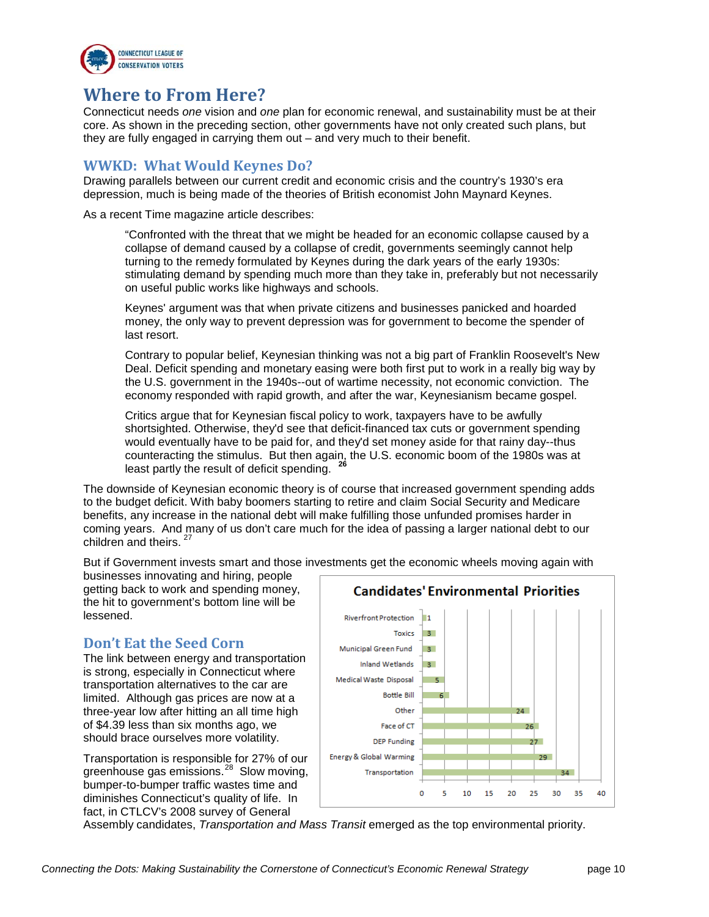# Where to From Here?

Connecticut needs *one* vision and *one* plan for economic renewal, and sustainability must be at their core. As shown in the preceding section, other governments have not only created such plans, but they are fully engaged in carrying them out – and very much to their benefit.

## WWKD: What Would Keynes Do?

Drawing parallels between our current credit and economic crisis and the country's 1930's era depression, much is being made of the theories of British economist John Maynard Keynes.

As a recent Time magazine article describes:

> "Confronted with the threat that we might be headed for an economic collapse caused by a collapse of demand caused by a collapse of credit, governments seemingly cannot help turning to the remedy formulated by Keynes during the dark years of the early 1930s: stimulating demand by spending much more than they take in, preferably but not necessarily on useful public works like highways and schools.
>
> Keynes' argument was that when private citizens and businesses panicked and hoarded money, the only way to prevent depression was for government to become the spender of last resort.
>
> Contrary to popular belief, Keynesian thinking was not a big part of Franklin Roosevelt's New Deal. Deficit spending and monetary easing were both first put to work in a really big way by the U.S. government in the 1940s--out of wartime necessity, not economic conviction. The economy responded with rapid growth, and after the war, Keynesianism became gospel.
>
> Critics argue that for Keynesian fiscal policy to work, taxpayers have to be awfully shortsighted. Otherwise, they'd see that deficit-financed tax cuts or government spending would eventually have to be paid for, and they'd set money aside for that rainy day--thus counteracting the stimulus. But then again, the U.S. economic boom of the 1980s was at least partly the result of deficit spending. [26]

The downside of Keynesian economic theory is of course that increased government spending adds to the budget deficit. With baby boomers starting to retire and claim Social Security and Medicare benefits, any increase in the national debt will make fulfilling those unfunded promises harder in coming years. And many of us don't care much for the idea of passing a larger national debt to our children and theirs. [27]

But if Government invests smart and those investments get the economic wheels moving again with businesses innovating and hiring, people getting back to work and spending money, the hit to government's bottom line will be lessened.

## Don't Eat the Seed Corn

The link between energy and transportation is strong, especially in Connecticut where transportation alternatives to the car are limited. Although gas prices are now at a three-year low after hitting an all time high of $4.39 less than six months ago, we should brace ourselves more volatility.

Transportation is responsible for 27% of our greenhouse gas emissions.[28] Slow moving, bumper-to-bumper traffic wastes time and diminishes Connecticut's quality of life. In fact, in CTLCV's 2008 survey of General Assembly candidates, *Transportation and Mass Transit* emerged as the top environmental priority.

**Candidates' Environmental Priorities**

| Priority | Count |
|---|---|
| Riverfront Protection | 1 |
| Toxics | 3 |
| Municipal Green Fund | 3 |
| Inland Wetlands | 3 |
| Medical Waste Disposal | 5 |
| Bottle Bill | 6 |
| Other | 24 |
| Face of CT | 26 |
| DEP Funding | 27 |
| Energy & Global Warming | 29 |
| Transportation | 34 |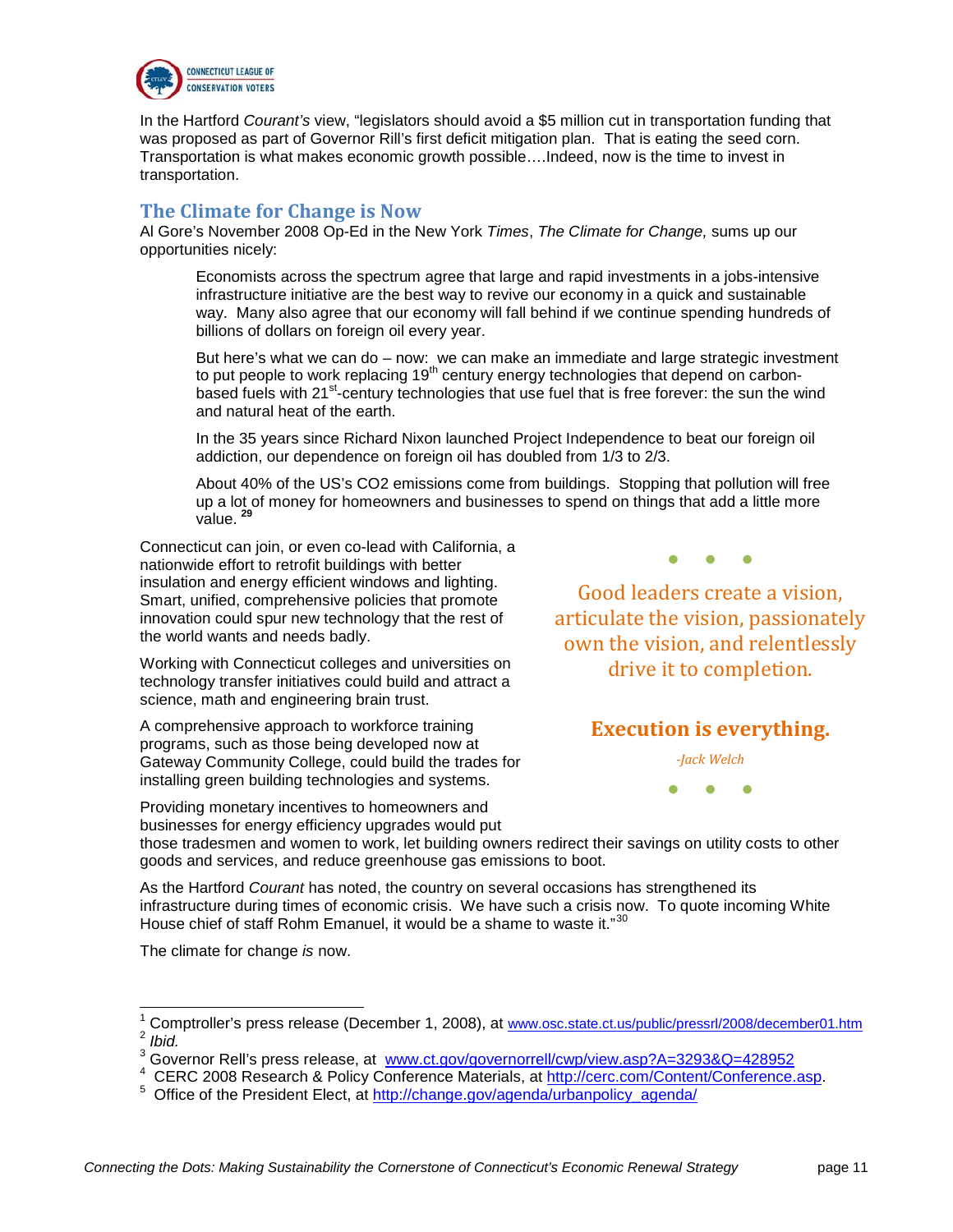In the Hartford *Courant's* view, "legislators should avoid a $5 million cut in transportation funding that was proposed as part of Governor Rill's first deficit mitigation plan. That is eating the seed corn. Transportation is what makes economic growth possible….Indeed, now is the time to invest in transportation.

## The Climate for Change is Now

Al Gore's November 2008 Op-Ed in the New York *Times*, *The Climate for Change,* sums up our opportunities nicely:

> Economists across the spectrum agree that large and rapid investments in a jobs-intensive infrastructure initiative are the best way to revive our economy in a quick and sustainable way. Many also agree that our economy will fall behind if we continue spending hundreds of billions of dollars on foreign oil every year.
>
> But here's what we can do – now: we can make an immediate and large strategic investment to put people to work replacing 19th century energy technologies that depend on carbon-based fuels with 21st-century technologies that use fuel that is free forever: the sun the wind and natural heat of the earth.
>
> In the 35 years since Richard Nixon launched Project Independence to beat our foreign oil addiction, our dependence on foreign oil has doubled from 1/3 to 2/3.
>
> About 40% of the US's CO2 emissions come from buildings. Stopping that pollution will free up a lot of money for homeowners and businesses to spend on things that add a little more value. [29]

Connecticut can join, or even co-lead with California, a nationwide effort to retrofit buildings with better insulation and energy efficient windows and lighting. Smart, unified, comprehensive policies that promote innovation could spur new technology that the rest of the world wants and needs badly.

Working with Connecticut colleges and universities on technology transfer initiatives could build and attract a science, math and engineering brain trust.

A comprehensive approach to workforce training programs, such as those being developed now at Gateway Community College, could build the trades for installing green building technologies and systems.

Providing monetary incentives to homeowners and businesses for energy efficiency upgrades would put those tradesmen and women to work, let building owners redirect their savings on utility costs to other goods and services, and reduce greenhouse gas emissions to boot.

> Good leaders create a vision, articulate the vision, passionately own the vision, and relentlessly drive it to completion.
>
> **Execution is everything.**
>
> *-Jack Welch*

As the Hartford *Courant* has noted, the country on several occasions has strengthened its infrastructure during times of economic crisis. We have such a crisis now. To quote incoming White House chief of staff Rohm Emanuel, it would be a shame to waste it."[30]

The climate for change *is* now.

---

[1] Comptroller's press release (December 1, 2008), at www.osc.state.ct.us/public/pressrl/2008/december01.htm

[2] *Ibid.*

[3] Governor Rell's press release, at www.ct.gov/governorrell/cwp/view.asp?A=3293&Q=428952

[4] CERC 2008 Research & Policy Conference Materials, at http://cerc.com/Content/Conference.asp.

[5] Office of the President Elect, at http://change.gov/agenda/urbanpolicy_agenda/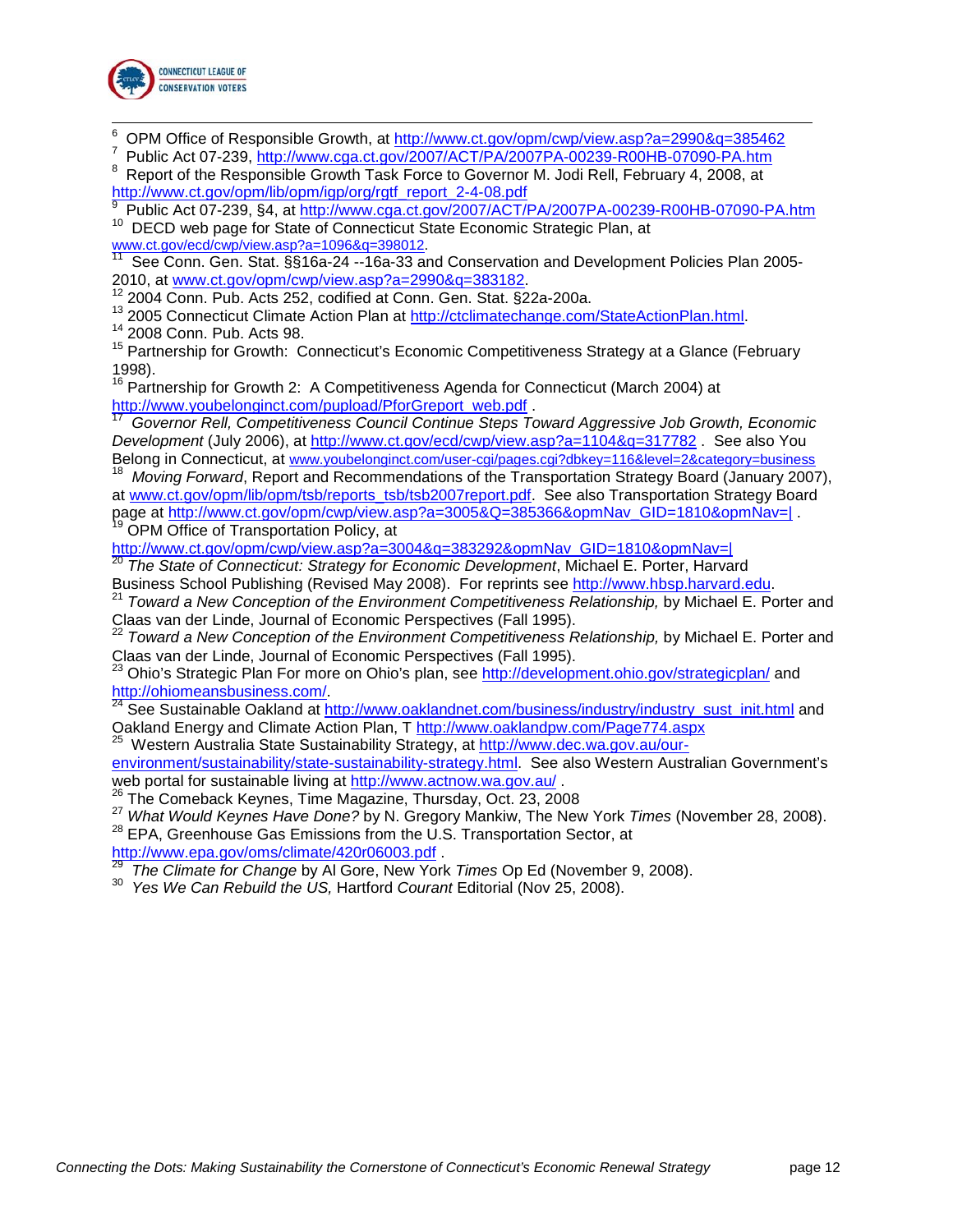[6] OPM Office of Responsible Growth, at http://www.ct.gov/opm/cwp/view.asp?a=2990&q=385462

[7] Public Act 07-239, http://www.cga.ct.gov/2007/ACT/PA/2007PA-00239-R00HB-07090-PA.htm

[8] Report of the Responsible Growth Task Force to Governor M. Jodi Rell, February 4, 2008, at http://www.ct.gov/opm/lib/opm/igp/org/rgtf_report_2-4-08.pdf

[9] Public Act 07-239, §4, at http://www.cga.ct.gov/2007/ACT/PA/2007PA-00239-R00HB-07090-PA.htm

[10] DECD web page for State of Connecticut State Economic Strategic Plan, at www.ct.gov/ecd/cwp/view.asp?a=1096&q=398012.

[11] See Conn. Gen. Stat. §§16a-24 --16a-33 and Conservation and Development Policies Plan 2005-2010, at www.ct.gov/opm/cwp/view.asp?a=2990&q=383182.

[12] 2004 Conn. Pub. Acts 252, codified at Conn. Gen. Stat. §22a-200a.

[13] 2005 Connecticut Climate Action Plan at http://ctclimatechange.com/StateActionPlan.html.

[14] 2008 Conn. Pub. Acts 98.

[15] Partnership for Growth: Connecticut's Economic Competitiveness Strategy at a Glance (February 1998).

[16] Partnership for Growth 2: A Competitiveness Agenda for Connecticut (March 2004) at http://www.youbelonginct.com/pupload/PforGreport_web.pdf .

[17] *Governor Rell, Competitiveness Council Continue Steps Toward Aggressive Job Growth, Economic Development* (July 2006), at http://www.ct.gov/ecd/cwp/view.asp?a=1104&q=317782 . See also You Belong in Connecticut, at www.youbelonginct.com/user-cgi/pages.cgi?dbkey=116&level=2&category=business

[18] *Moving Forward*, Report and Recommendations of the Transportation Strategy Board (January 2007), at www.ct.gov/opm/lib/opm/tsb/reports_tsb/tsb2007report.pdf. See also Transportation Strategy Board page at http://www.ct.gov/opm/cwp/view.asp?a=3005&Q=385366&opmNav_GID=1810&opmNav=| .

[19] OPM Office of Transportation Policy, at http://www.ct.gov/opm/cwp/view.asp?a=3004&q=383292&opmNav_GID=1810&opmNav=|

[20] *The State of Connecticut: Strategy for Economic Development*, Michael E. Porter, Harvard Business School Publishing (Revised May 2008). For reprints see http://www.hbsp.harvard.edu.

[21] *Toward a New Conception of the Environment Competitiveness Relationship,* by Michael E. Porter and Claas van der Linde, Journal of Economic Perspectives (Fall 1995).

[22] *Toward a New Conception of the Environment Competitiveness Relationship,* by Michael E. Porter and Claas van der Linde, Journal of Economic Perspectives (Fall 1995).

[23] Ohio's Strategic Plan For more on Ohio's plan, see http://development.ohio.gov/strategicplan/ and http://ohiomeansbusiness.com/.

[24] See Sustainable Oakland at http://www.oaklandnet.com/business/industry/industry_sust_init.html and Oakland Energy and Climate Action Plan, T http://www.oaklandpw.com/Page774.aspx

[25] Western Australia State Sustainability Strategy, at http://www.dec.wa.gov.au/our-environment/sustainability/state-sustainability-strategy.html. See also Western Australian Government's web portal for sustainable living at http://www.actnow.wa.gov.au/ .

[26] The Comeback Keynes, Time Magazine, Thursday, Oct. 23, 2008

[27] *What Would Keynes Have Done?* by N. Gregory Mankiw, The New York *Times* (November 28, 2008).

[28] EPA, Greenhouse Gas Emissions from the U.S. Transportation Sector, at http://www.epa.gov/oms/climate/420r06003.pdf .

[29] *The Climate for Change* by Al Gore, New York *Times* Op Ed (November 9, 2008).

[30] *Yes We Can Rebuild the US,* Hartford *Courant* Editorial (Nov 25, 2008).